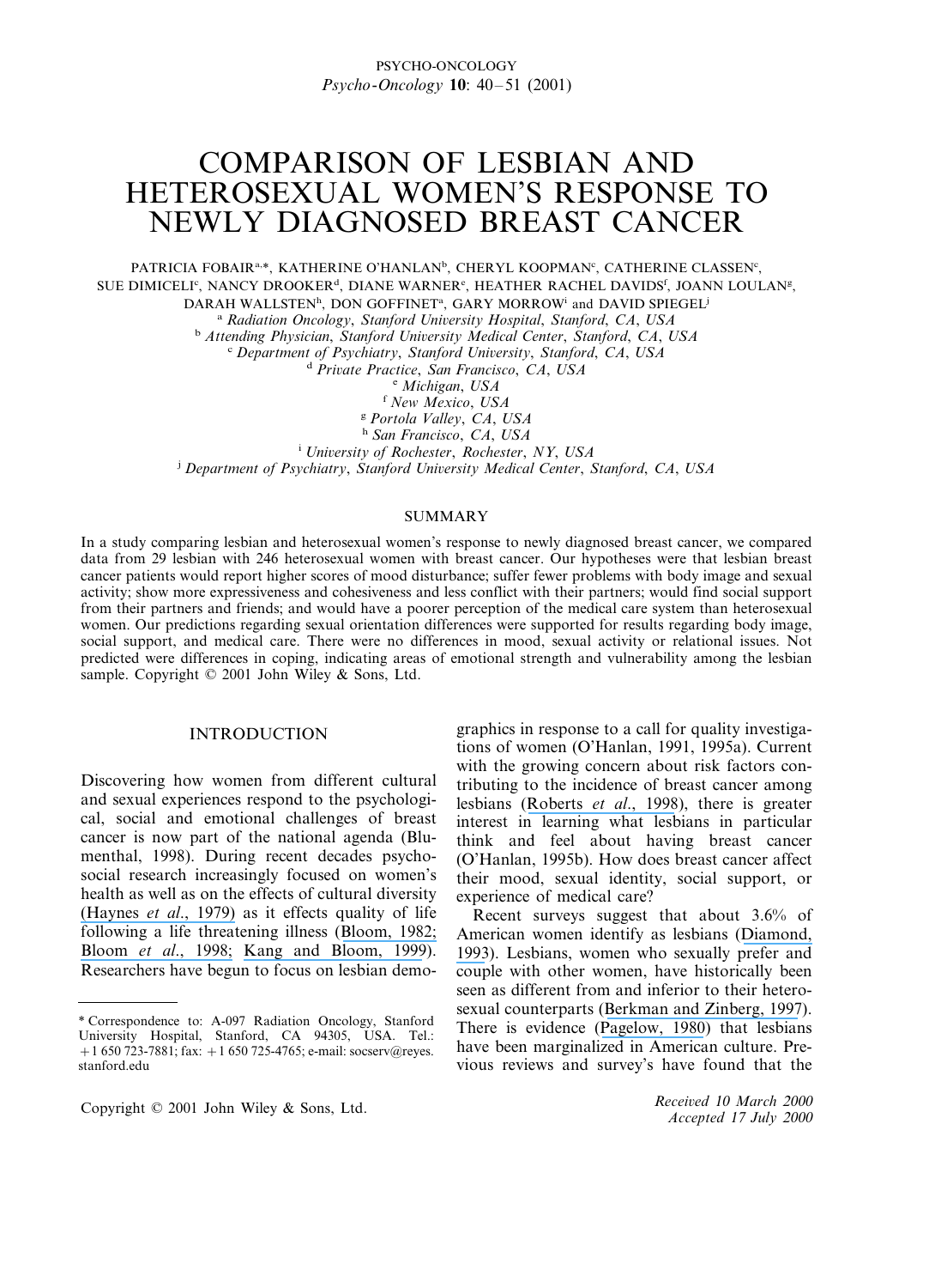# COMPARISON OF LESBIAN AND HETEROSEXUAL WOMEN'S RESPONSE TO NEWLY DIAGNOSED BREAST CANCER

PATRICIA FOBAIR[a,*], KATHERINE O'HANLAN[b], CHERYL KOOPMAN[c], CATHERINE CLASSEN[c], SUE DIMICELI[c], NANCY DROOKER[d], DIANE WARNER[e], HEATHER RACHEL DAVIDS[f], JOANN LOULAN[g], DARAH WALLSTEN[h], DON GOFFINET[a], GARY MORROW[i] and DAVID SPIEGEL[j]

[a] *Radiation Oncology, Stanford University Hospital, Stanford, CA, USA*
[b] *Attending Physician, Stanford University Medical Center, Stanford, CA, USA*
[c] *Department of Psychiatry, Stanford University, Stanford, CA, USA*
[d] *Private Practice, San Francisco, CA, USA*
[e] *Michigan, USA*
[f] *New Mexico, USA*
[g] *Portola Valley, CA, USA*
[h] *San Francisco, CA, USA*
[i] *University of Rochester, Rochester, NY, USA*
[j] *Department of Psychiatry, Stanford University Medical Center, Stanford, CA, USA*

## SUMMARY

In a study comparing lesbian and heterosexual women's response to newly diagnosed breast cancer, we compared data from 29 lesbian with 246 heterosexual women with breast cancer. Our hypotheses were that lesbian breast cancer patients would report higher scores of mood disturbance; suffer fewer problems with body image and sexual activity; show more expressiveness and cohesiveness and less conflict with their partners; would find social support from their partners and friends; and would have a poorer perception of the medical care system than heterosexual women. Our predictions regarding sexual orientation differences were supported for results regarding body image, social support, and medical care. There were no differences in mood, sexual activity or relational issues. Not predicted were differences in coping, indicating areas of emotional strength and vulnerability among the lesbian sample. Copyright © 2001 John Wiley & Sons, Ltd.

## INTRODUCTION

Discovering how women from different cultural and sexual experiences respond to the psychological, social and emotional challenges of breast cancer is now part of the national agenda (Blumenthal, 1998). During recent decades psychosocial research increasingly focused on women's health as well as on the effects of cultural diversity (Haynes *et al*., 1979) as it effects quality of life following a life threatening illness (Bloom, 1982; Bloom *et al*., 1998; Kang and Bloom, 1999). Researchers have begun to focus on lesbian demographics in response to a call for quality investigations of women (O'Hanlan, 1991, 1995a). Current with the growing concern about risk factors contributing to the incidence of breast cancer among lesbians (Roberts *et al*., 1998), there is greater interest in learning what lesbians in particular think and feel about having breast cancer (O'Hanlan, 1995b). How does breast cancer affect their mood, sexual identity, social support, or experience of medical care?

Recent surveys suggest that about 3.6% of American women identify as lesbians (Diamond, 1993). Lesbians, women who sexually prefer and couple with other women, have historically been seen as different from and inferior to their heterosexual counterparts (Berkman and Zinberg, 1997). There is evidence (Pagelow, 1980) that lesbians have been marginalized in American culture. Previous reviews and survey's have found that the

\* Correspondence to: A-097 Radiation Oncology, Stanford University Hospital, Stanford, CA 94305, USA. Tel.: +1 650 723-7881; fax: +1 650 725-4765; e-mail: socserv@reyes.stanford.edu

Copyright © 2001 John Wiley & Sons, Ltd.

*Received 10 March 2000*
*Accepted 17 July 2000*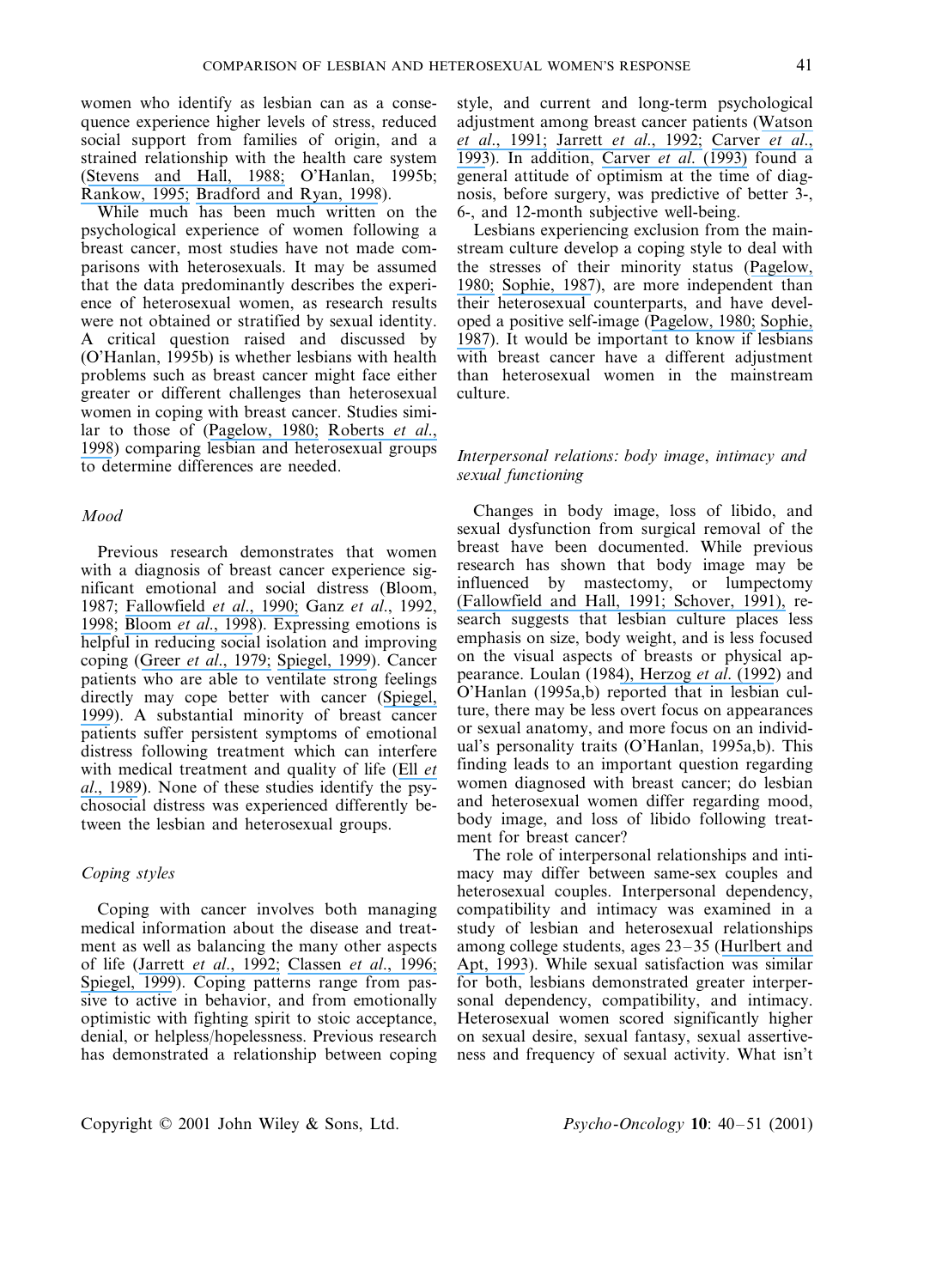women who identify as lesbian can as a consequence experience higher levels of stress, reduced social support from families of origin, and a strained relationship with the health care system (Stevens and Hall, 1988; O'Hanlan, 1995b; Rankow, 1995; Bradford and Ryan, 1998).

While much has been much written on the psychological experience of women following a breast cancer, most studies have not made comparisons with heterosexuals. It may be assumed that the data predominantly describes the experience of heterosexual women, as research results were not obtained or stratified by sexual identity. A critical question raised and discussed by (O'Hanlan, 1995b) is whether lesbians with health problems such as breast cancer might face either greater or different challenges than heterosexual women in coping with breast cancer. Studies similar to those of (Pagelow, 1980; Roberts *et al*., 1998) comparing lesbian and heterosexual groups to determine differences are needed.

### *Mood*

Previous research demonstrates that women with a diagnosis of breast cancer experience significant emotional and social distress (Bloom, 1987; Fallowfield *et al*., 1990; Ganz *et al*., 1992, 1998; Bloom *et al*., 1998). Expressing emotions is helpful in reducing social isolation and improving coping (Greer *et al*., 1979; Spiegel, 1999). Cancer patients who are able to ventilate strong feelings directly may cope better with cancer (Spiegel, 1999). A substantial minority of breast cancer patients suffer persistent symptoms of emotional distress following treatment which can interfere with medical treatment and quality of life (Ell *et al*., 1989). None of these studies identify the psychosocial distress was experienced differently between the lesbian and heterosexual groups.

### *Coping styles*

Coping with cancer involves both managing medical information about the disease and treatment as well as balancing the many other aspects of life (Jarrett *et al*., 1992; Classen *et al*., 1996; Spiegel, 1999). Coping patterns range from passive to active in behavior, and from emotionally optimistic with fighting spirit to stoic acceptance, denial, or helpless/hopelessness. Previous research has demonstrated a relationship between coping style, and current and long-term psychological adjustment among breast cancer patients (Watson *et al*., 1991; Jarrett *et al*., 1992; Carver *et al*., 1993). In addition, Carver *et al*. (1993) found a general attitude of optimism at the time of diagnosis, before surgery, was predictive of better 3-, 6-, and 12-month subjective well-being.

Lesbians experiencing exclusion from the mainstream culture develop a coping style to deal with the stresses of their minority status (Pagelow, 1980; Sophie, 1987), are more independent than their heterosexual counterparts, and have developed a positive self-image (Pagelow, 1980; Sophie, 1987). It would be important to know if lesbians with breast cancer have a different adjustment than heterosexual women in the mainstream culture.

### *Interpersonal relations: body image, intimacy and sexual functioning*

Changes in body image, loss of libido, and sexual dysfunction from surgical removal of the breast have been documented. While previous research has shown that body image may be influenced by mastectomy, or lumpectomy (Fallowfield and Hall, 1991; Schover, 1991), research suggests that lesbian culture places less emphasis on size, body weight, and is less focused on the visual aspects of breasts or physical appearance. Loulan (1984), Herzog *et al*. (1992) and O'Hanlan (1995a,b) reported that in lesbian culture, there may be less overt focus on appearances or sexual anatomy, and more focus on an individual's personality traits (O'Hanlan, 1995a,b). This finding leads to an important question regarding women diagnosed with breast cancer; do lesbian and heterosexual women differ regarding mood, body image, and loss of libido following treatment for breast cancer?

The role of interpersonal relationships and intimacy may differ between same-sex couples and heterosexual couples. Interpersonal dependency, compatibility and intimacy was examined in a study of lesbian and heterosexual relationships among college students, ages 23–35 (Hurlbert and Apt, 1993). While sexual satisfaction was similar for both, lesbians demonstrated greater interpersonal dependency, compatibility, and intimacy. Heterosexual women scored significantly higher on sexual desire, sexual fantasy, sexual assertiveness and frequency of sexual activity. What isn't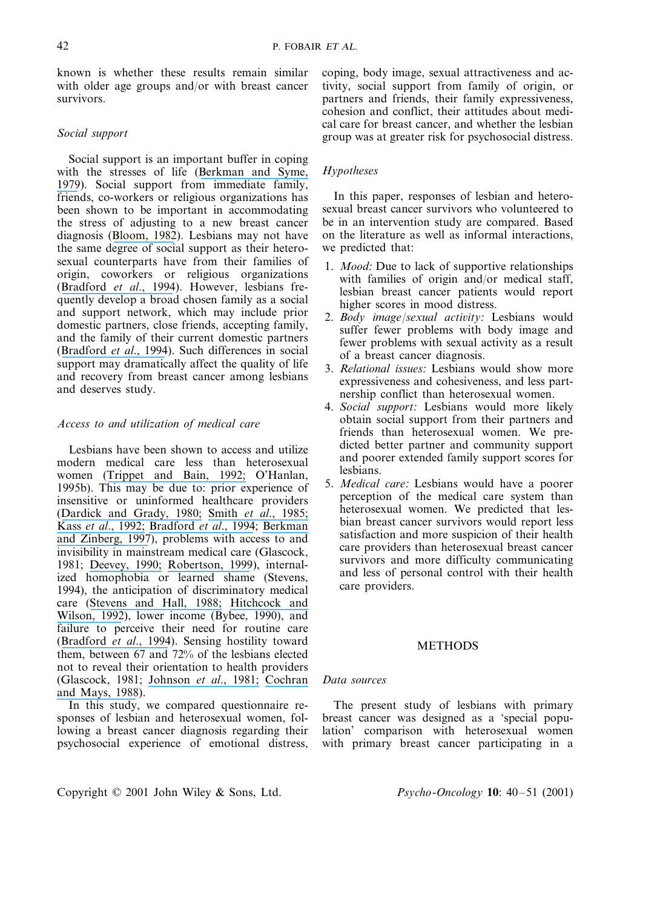known is whether these results remain similar with older age groups and/or with breast cancer survivors.

### *Social support*

Social support is an important buffer in coping with the stresses of life (Berkman and Syme, 1979). Social support from immediate family, friends, co-workers or religious organizations has been shown to be important in accommodating the stress of adjusting to a new breast cancer diagnosis (Bloom, 1982). Lesbians may not have the same degree of social support as their heterosexual counterparts have from their families of origin, coworkers or religious organizations (Bradford *et al*., 1994). However, lesbians frequently develop a broad chosen family as a social and support network, which may include prior domestic partners, close friends, accepting family, and the family of their current domestic partners (Bradford *et al*., 1994). Such differences in social support may dramatically affect the quality of life and recovery from breast cancer among lesbians and deserves study.

### *Access to and utilization of medical care*

Lesbians have been shown to access and utilize modern medical care less than heterosexual women (Trippet and Bain, 1992; O'Hanlan, 1995b). This may be due to: prior experience of insensitive or uninformed healthcare providers (Dardick and Grady, 1980; Smith *et al*., 1985; Kass *et al*., 1992; Bradford *et al*., 1994; Berkman and Zinberg, 1997), problems with access to and invisibility in mainstream medical care (Glascock, 1981; Deevey, 1990; Robertson, 1999), internalized homophobia or learned shame (Stevens, 1994), the anticipation of discriminatory medical care (Stevens and Hall, 1988; Hitchcock and Wilson, 1992), lower income (Bybee, 1990), and failure to perceive their need for routine care (Bradford *et al*., 1994). Sensing hostility toward them, between 67 and 72% of the lesbians elected not to reveal their orientation to health providers (Glascock, 1981; Johnson *et al*., 1981; Cochran and Mays, 1988).

In this study, we compared questionnaire responses of lesbian and heterosexual women, following a breast cancer diagnosis regarding their psychosocial experience of emotional distress, coping, body image, sexual attractiveness and activity, social support from family of origin, or partners and friends, their family expressiveness, cohesion and conflict, their attitudes about medical care for breast cancer, and whether the lesbian group was at greater risk for psychosocial distress.

### *Hypotheses*

In this paper, responses of lesbian and heterosexual breast cancer survivors who volunteered to be in an intervention study are compared. Based on the literature as well as informal interactions, we predicted that:

1. *Mood:* Due to lack of supportive relationships with families of origin and/or medical staff, lesbian breast cancer patients would report higher scores in mood distress.
2. *Body image/sexual activity:* Lesbians would suffer fewer problems with body image and fewer problems with sexual activity as a result of a breast cancer diagnosis.
3. *Relational issues:* Lesbians would show more expressiveness and cohesiveness, and less partnership conflict than heterosexual women.
4. *Social support:* Lesbians would more likely obtain social support from their partners and friends than heterosexual women. We predicted better partner and community support and poorer extended family support scores for lesbians.
5. *Medical care:* Lesbians would have a poorer perception of the medical care system than heterosexual women. We predicted that lesbian breast cancer survivors would report less satisfaction and more suspicion of their health care providers than heterosexual breast cancer survivors and more difficulty communicating and less of personal control with their health care providers.

## METHODS

### *Data sources*

The present study of lesbians with primary breast cancer was designed as a 'special population' comparison with heterosexual women with primary breast cancer participating in a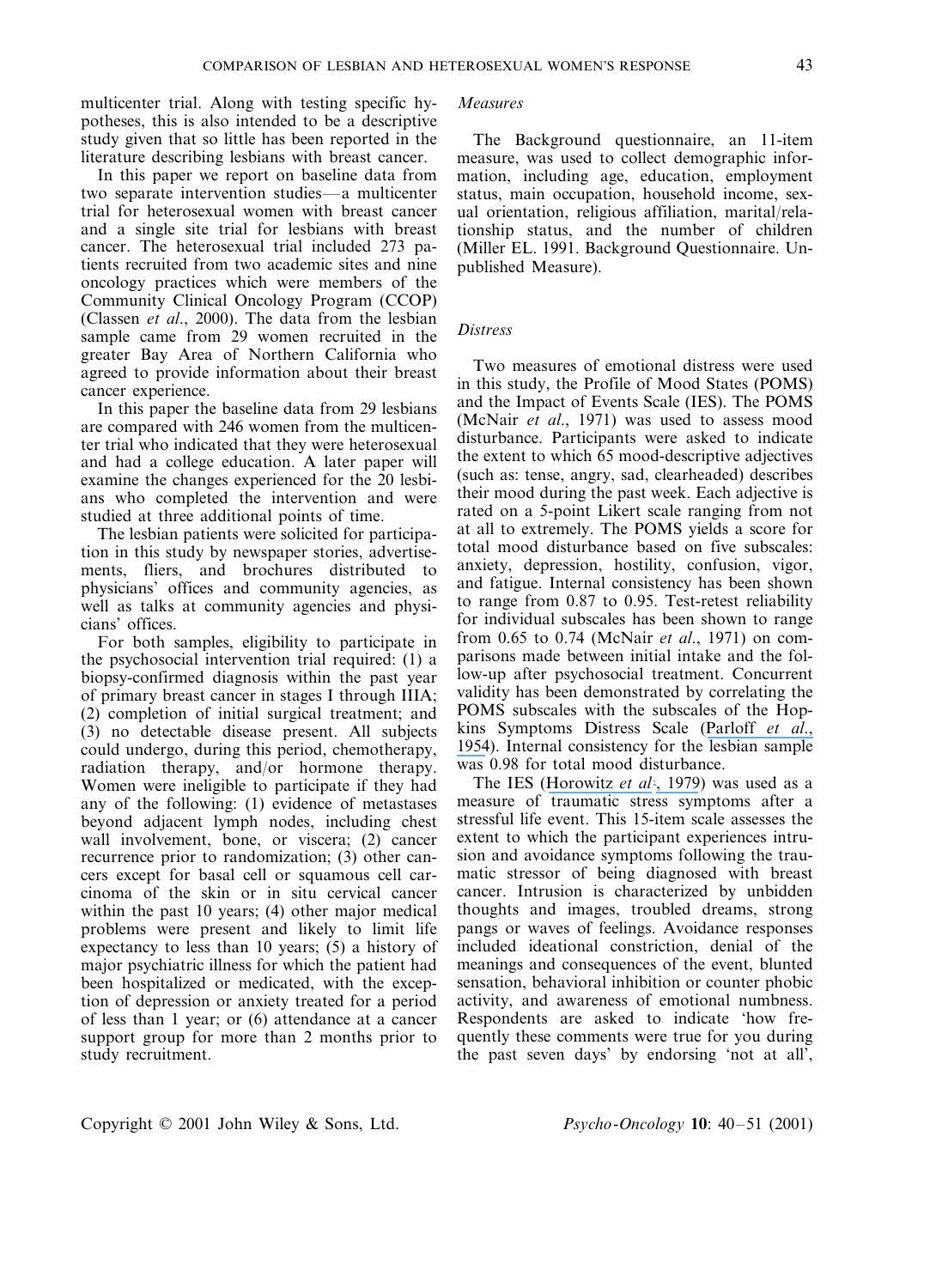multicenter trial. Along with testing specific hypotheses, this is also intended to be a descriptive study given that so little has been reported in the literature describing lesbians with breast cancer.

In this paper we report on baseline data from two separate intervention studies—a multicenter trial for heterosexual women with breast cancer and a single site trial for lesbians with breast cancer. The heterosexual trial included 273 patients recruited from two academic sites and nine oncology practices which were members of the Community Clinical Oncology Program (CCOP) (Classen *et al*., 2000). The data from the lesbian sample came from 29 women recruited in the greater Bay Area of Northern California who agreed to provide information about their breast cancer experience.

In this paper the baseline data from 29 lesbians are compared with 246 women from the multicenter trial who indicated that they were heterosexual and had a college education. A later paper will examine the changes experienced for the 20 lesbians who completed the intervention and were studied at three additional points of time.

The lesbian patients were solicited for participation in this study by newspaper stories, advertisements, fliers, and brochures distributed to physicians' offices and community agencies, as well as talks at community agencies and physicians' offices.

For both samples, eligibility to participate in the psychosocial intervention trial required: (1) a biopsy-confirmed diagnosis within the past year of primary breast cancer in stages I through IIIA; (2) completion of initial surgical treatment; and (3) no detectable disease present. All subjects could undergo, during this period, chemotherapy, radiation therapy, and/or hormone therapy. Women were ineligible to participate if they had any of the following: (1) evidence of metastases beyond adjacent lymph nodes, including chest wall involvement, bone, or viscera; (2) cancer recurrence prior to randomization; (3) other cancers except for basal cell or squamous cell carcinoma of the skin or in situ cervical cancer within the past 10 years; (4) other major medical problems were present and likely to limit life expectancy to less than 10 years; (5) a history of major psychiatric illness for which the patient had been hospitalized or medicated, with the exception of depression or anxiety treated for a period of less than 1 year; or (6) attendance at a cancer support group for more than 2 months prior to study recruitment.

### *Measures*

The Background questionnaire, an 11-item measure, was used to collect demographic information, including age, education, employment status, main occupation, household income, sexual orientation, religious affiliation, marital/relationship status, and the number of children (Miller EL. 1991. Background Questionnaire. Unpublished Measure).

### *Distress*

Two measures of emotional distress were used in this study, the Profile of Mood States (POMS) and the Impact of Events Scale (IES). The POMS (McNair *et al*., 1971) was used to assess mood disturbance. Participants were asked to indicate the extent to which 65 mood-descriptive adjectives (such as: tense, angry, sad, clearheaded) describes their mood during the past week. Each adjective is rated on a 5-point Likert scale ranging from not at all to extremely. The POMS yields a score for total mood disturbance based on five subscales: anxiety, depression, hostility, confusion, vigor, and fatigue. Internal consistency has been shown to range from 0.87 to 0.95. Test-retest reliability for individual subscales has been shown to range from 0.65 to 0.74 (McNair *et al*., 1971) on comparisons made between initial intake and the follow-up after psychosocial treatment. Concurrent validity has been demonstrated by correlating the POMS subscales with the subscales of the Hopkins Symptoms Distress Scale (Parloff *et al*., 1954). Internal consistency for the lesbian sample was 0.98 for total mood disturbance.

The IES (Horowitz *et al*., 1979) was used as a measure of traumatic stress symptoms after a stressful life event. This 15-item scale assesses the extent to which the participant experiences intrusion and avoidance symptoms following the traumatic stressor of being diagnosed with breast cancer. Intrusion is characterized by unbidden thoughts and images, troubled dreams, strong pangs or waves of feelings. Avoidance responses included ideational constriction, denial of the meanings and consequences of the event, blunted sensation, behavioral inhibition or counter phobic activity, and awareness of emotional numbness. Respondents are asked to indicate 'how frequently these comments were true for you during the past seven days' by endorsing 'not at all',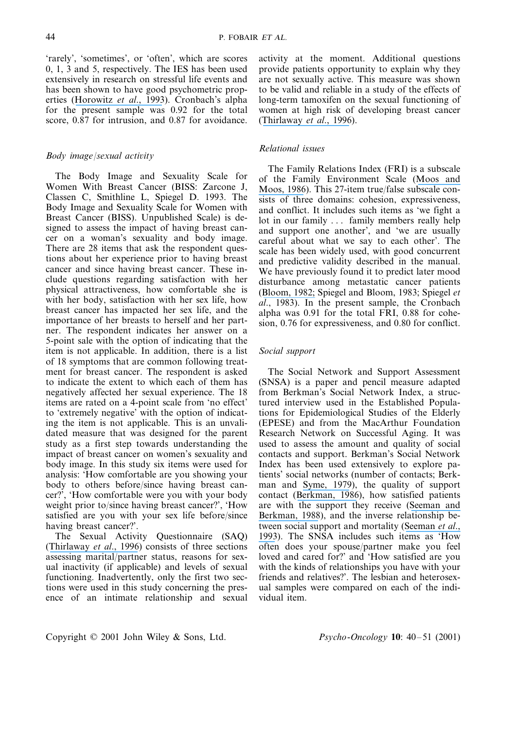'rarely', 'sometimes', or 'often', which are scores 0, 1, 3 and 5, respectively. The IES has been used extensively in research on stressful life events and has been shown to have good psychometric properties (Horowitz *et al*., 1993). Cronbach's alpha for the present sample was 0.92 for the total score, 0.87 for intrusion, and 0.87 for avoidance.

### *Body image/sexual activity*

The Body Image and Sexuality Scale for Women With Breast Cancer (BISS: Zarcone J, Classen C, Smithline L, Spiegel D. 1993. The Body Image and Sexuality Scale for Women with Breast Cancer (BISS). Unpublished Scale) is designed to assess the impact of having breast cancer on a woman's sexuality and body image. There are 28 items that ask the respondent questions about her experience prior to having breast cancer and since having breast cancer. These include questions regarding satisfaction with her physical attractiveness, how comfortable she is with her body, satisfaction with her sex life, how breast cancer has impacted her sex life, and the importance of her breasts to herself and her partner. The respondent indicates her answer on a 5-point sale with the option of indicating that the item is not applicable. In addition, there is a list of 18 symptoms that are common following treatment for breast cancer. The respondent is asked to indicate the extent to which each of them has negatively affected her sexual experience. The 18 items are rated on a 4-point scale from 'no effect' to 'extremely negative' with the option of indicating the item is not applicable. This is an unvalidated measure that was designed for the parent study as a first step towards understanding the impact of breast cancer on women's sexuality and body image. In this study six items were used for analysis: 'How comfortable are you showing your body to others before/since having breast cancer?', 'How comfortable were you with your body weight prior to/since having breast cancer?', 'How satisfied are you with your sex life before/since having breast cancer?'.

The Sexual Activity Questionnaire (SAQ) (Thirlaway *et al*., 1996) consists of three sections assessing marital/partner status, reasons for sexual inactivity (if applicable) and levels of sexual functioning. Inadvertently, only the first two sections were used in this study concerning the presence of an intimate relationship and sexual activity at the moment. Additional questions provide patients opportunity to explain why they are not sexually active. This measure was shown to be valid and reliable in a study of the effects of long-term tamoxifen on the sexual functioning of women at high risk of developing breast cancer (Thirlaway *et al*., 1996).

### *Relational issues*

The Family Relations Index (FRI) is a subscale of the Family Environment Scale (Moos and Moos, 1986). This 27-item true/false subscale consists of three domains: cohesion, expressiveness, and conflict. It includes such items as 'we fight a lot in our family . . . family members really help and support one another', and 'we are usually careful about what we say to each other'. The scale has been widely used, with good concurrent and predictive validity described in the manual. We have previously found it to predict later mood disturbance among metastatic cancer patients (Bloom, 1982; Spiegel and Bloom, 1983; Spiegel *et al*., 1983). In the present sample, the Cronbach alpha was 0.91 for the total FRI, 0.88 for cohesion, 0.76 for expressiveness, and 0.80 for conflict.

### *Social support*

The Social Network and Support Assessment (SNSA) is a paper and pencil measure adapted from Berkman's Social Network Index, a structured interview used in the Established Populations for Epidemiological Studies of the Elderly (EPESE) and from the MacArthur Foundation Research Network on Successful Aging. It was used to assess the amount and quality of social contacts and support. Berkman's Social Network Index has been used extensively to explore patients' social networks (number of contacts; Berkman and Syme, 1979), the quality of support contact (Berkman, 1986), how satisfied patients are with the support they receive (Seeman and Berkman, 1988), and the inverse relationship between social support and mortality (Seeman *et al*., 1993). The SNSA includes such items as 'How often does your spouse/partner make you feel loved and cared for?' and 'How satisfied are you with the kinds of relationships you have with your friends and relatives?'. The lesbian and heterosexual samples were compared on each of the individual item.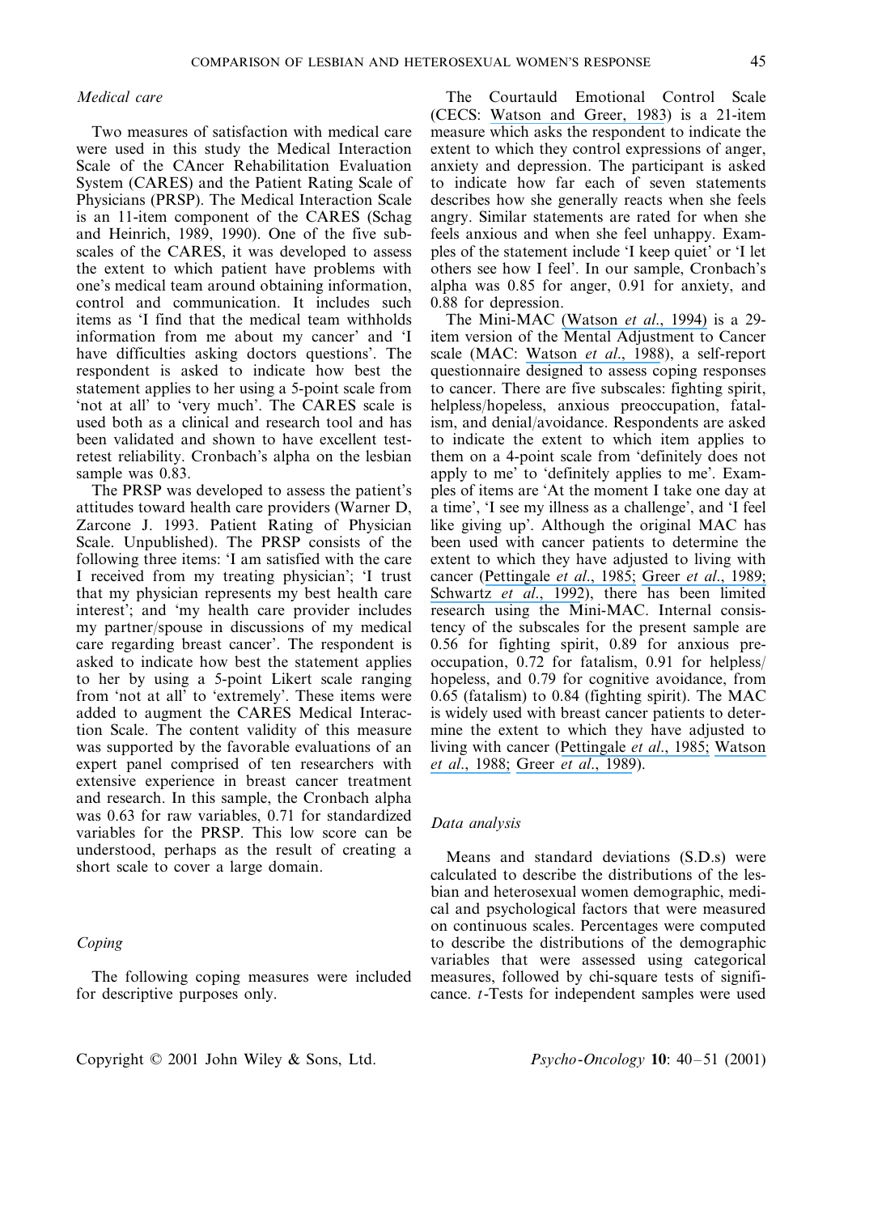*Medical care*

Two measures of satisfaction with medical care were used in this study the Medical Interaction Scale of the CAncer Rehabilitation Evaluation System (CARES) and the Patient Rating Scale of Physicians (PRSP). The Medical Interaction Scale is an 11-item component of the CARES (Schag and Heinrich, 1989, 1990). One of the five subscales of the CARES, it was developed to assess the extent to which patient have problems with one's medical team around obtaining information, control and communication. It includes such items as 'I find that the medical team withholds information from me about my cancer' and 'I have difficulties asking doctors questions'. The respondent is asked to indicate how best the statement applies to her using a 5-point scale from 'not at all' to 'very much'. The CARES scale is used both as a clinical and research tool and has been validated and shown to have excellent test-retest reliability. Cronbach's alpha on the lesbian sample was 0.83.

The PRSP was developed to assess the patient's attitudes toward health care providers (Warner D, Zarcone J. 1993. Patient Rating of Physician Scale. Unpublished). The PRSP consists of the following three items: 'I am satisfied with the care I received from my treating physician'; 'I trust that my physician represents my best health care interest'; and 'my health care provider includes my partner/spouse in discussions of my medical care regarding breast cancer'. The respondent is asked to indicate how best the statement applies to her by using a 5-point Likert scale ranging from 'not at all' to 'extremely'. These items were added to augment the CARES Medical Interaction Scale. The content validity of this measure was supported by the favorable evaluations of an expert panel comprised of ten researchers with extensive experience in breast cancer treatment and research. In this sample, the Cronbach alpha was 0.63 for raw variables, 0.71 for standardized variables for the PRSP. This low score can be understood, perhaps as the result of creating a short scale to cover a large domain.

*Coping*

The following coping measures were included for descriptive purposes only.

The Courtauld Emotional Control Scale (CECS: Watson and Greer, 1983) is a 21-item measure which asks the respondent to indicate the extent to which they control expressions of anger, anxiety and depression. The participant is asked to indicate how far each of seven statements describes how she generally reacts when she feels angry. Similar statements are rated for when she feels anxious and when she feel unhappy. Examples of the statement include 'I keep quiet' or 'I let others see how I feel'. In our sample, Cronbach's alpha was 0.85 for anger, 0.91 for anxiety, and 0.88 for depression.

The Mini-MAC (Watson *et al*., 1994) is a 29-item version of the Mental Adjustment to Cancer scale (MAC: Watson *et al*., 1988), a self-report questionnaire designed to assess coping responses to cancer. There are five subscales: fighting spirit, helpless/hopeless, anxious preoccupation, fatalism, and denial/avoidance. Respondents are asked to indicate the extent to which item applies to them on a 4-point scale from 'definitely does not apply to me' to 'definitely applies to me'. Examples of items are 'At the moment I take one day at a time', 'I see my illness as a challenge', and 'I feel like giving up'. Although the original MAC has been used with cancer patients to determine the extent to which they have adjusted to living with cancer (Pettingale *et al*., 1985; Greer *et al*., 1989; Schwartz *et al*., 1992), there has been limited research using the Mini-MAC. Internal consistency of the subscales for the present sample are 0.56 for fighting spirit, 0.89 for anxious preoccupation, 0.72 for fatalism, 0.91 for helpless/hopeless, and 0.79 for cognitive avoidance, from 0.65 (fatalism) to 0.84 (fighting spirit). The MAC is widely used with breast cancer patients to determine the extent to which they have adjusted to living with cancer (Pettingale *et al*., 1985; Watson *et al*., 1988; Greer *et al*., 1989).

*Data analysis*

Means and standard deviations (S.D.s) were calculated to describe the distributions of the lesbian and heterosexual women demographic, medical and psychological factors that were measured on continuous scales. Percentages were computed to describe the distributions of the demographic variables that were assessed using categorical measures, followed by chi-square tests of significance. *t*-Tests for independent samples were used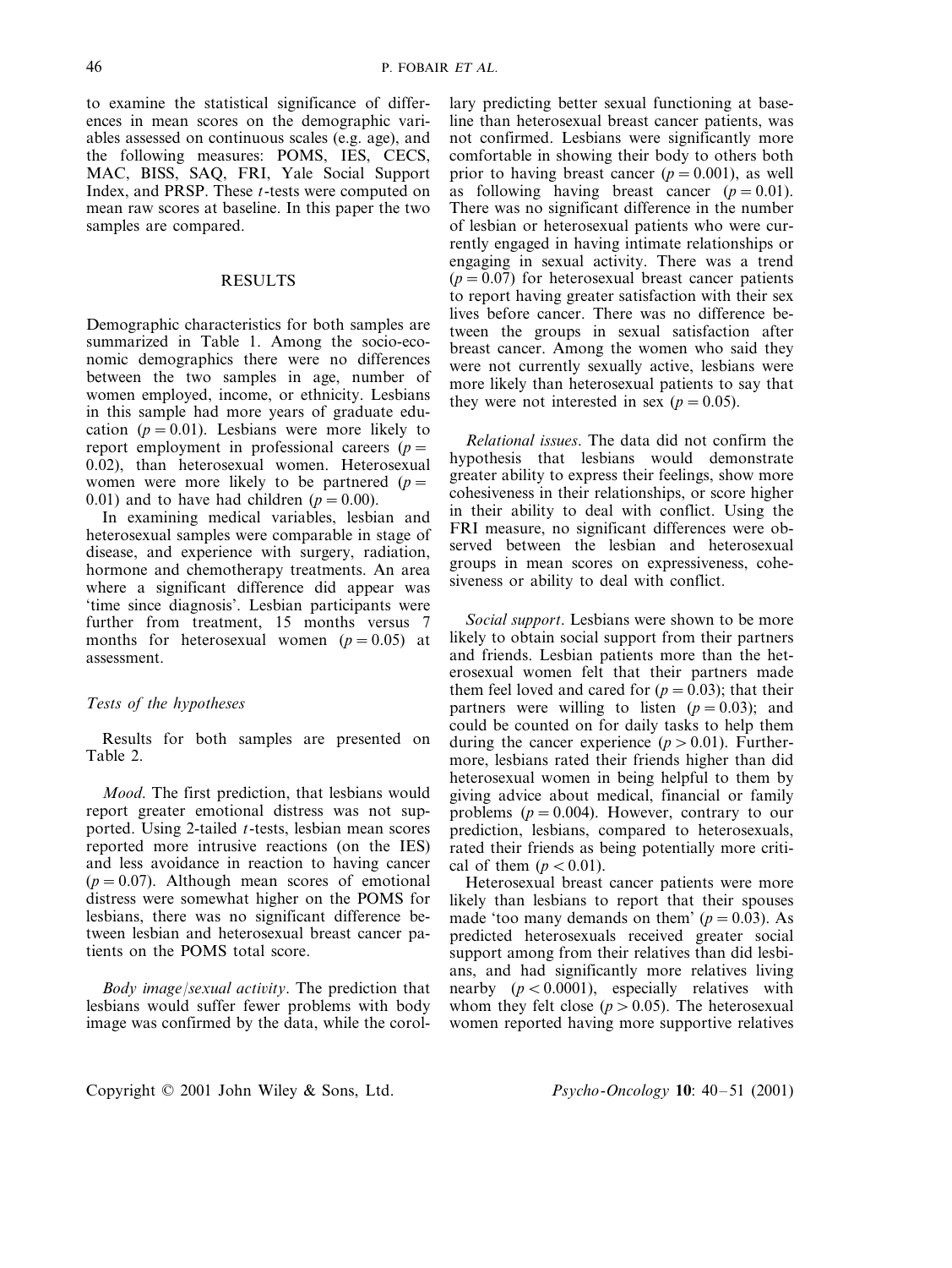to examine the statistical significance of differences in mean scores on the demographic variables assessed on continuous scales (e.g. age), and the following measures: POMS, IES, CECS, MAC, BISS, SAQ, FRI, Yale Social Support Index, and PRSP. These $t$-tests were computed on mean raw scores at baseline. In this paper the two samples are compared.

## RESULTS

Demographic characteristics for both samples are summarized in Table 1. Among the socio-economic demographics there were no differences between the two samples in age, number of women employed, income, or ethnicity. Lesbians in this sample had more years of graduate education ($p = 0.01$). Lesbians were more likely to report employment in professional careers ($p = 0.02$), than heterosexual women. Heterosexual women were more likely to be partnered ($p = 0.01$) and to have had children ($p = 0.00$).

In examining medical variables, lesbian and heterosexual samples were comparable in stage of disease, and experience with surgery, radiation, hormone and chemotherapy treatments. An area where a significant difference did appear was 'time since diagnosis'. Lesbian participants were further from treatment, 15 months versus 7 months for heterosexual women ($p = 0.05$) at assessment.

### *Tests of the hypotheses*

Results for both samples are presented on Table 2.

*Mood*. The first prediction, that lesbians would report greater emotional distress was not supported. Using 2-tailed $t$-tests, lesbian mean scores reported more intrusive reactions (on the IES) and less avoidance in reaction to having cancer ($p = 0.07$). Although mean scores of emotional distress were somewhat higher on the POMS for lesbians, there was no significant difference between lesbian and heterosexual breast cancer patients on the POMS total score.

*Body image/sexual activity*. The prediction that lesbians would suffer fewer problems with body image was confirmed by the data, while the corollary predicting better sexual functioning at baseline than heterosexual breast cancer patients, was not confirmed. Lesbians were significantly more comfortable in showing their body to others both prior to having breast cancer ($p = 0.001$), as well as following having breast cancer ($p = 0.01$). There was no significant difference in the number of lesbian or heterosexual patients who were currently engaged in having intimate relationships or engaging in sexual activity. There was a trend ($p = 0.07$) for heterosexual breast cancer patients to report having greater satisfaction with their sex lives before cancer. There was no difference between the groups in sexual satisfaction after breast cancer. Among the women who said they were not currently sexually active, lesbians were more likely than heterosexual patients to say that they were not interested in sex ($p = 0.05$).

*Relational issues*. The data did not confirm the hypothesis that lesbians would demonstrate greater ability to express their feelings, show more cohesiveness in their relationships, or score higher in their ability to deal with conflict. Using the FRI measure, no significant differences were observed between the lesbian and heterosexual groups in mean scores on expressiveness, cohesiveness or ability to deal with conflict.

*Social support*. Lesbians were shown to be more likely to obtain social support from their partners and friends. Lesbian patients more than the heterosexual women felt that their partners made them feel loved and cared for ($p = 0.03$); that their partners were willing to listen ($p = 0.03$); and could be counted on for daily tasks to help them during the cancer experience ($p > 0.01$). Furthermore, lesbians rated their friends higher than did heterosexual women in being helpful to them by giving advice about medical, financial or family problems ($p = 0.004$). However, contrary to our prediction, lesbians, compared to heterosexuals, rated their friends as being potentially more critical of them ($p < 0.01$).

Heterosexual breast cancer patients were more likely than lesbians to report that their spouses made 'too many demands on them' ($p = 0.03$). As predicted heterosexuals received greater social support among from their relatives than did lesbians, and had significantly more relatives living nearby ($p < 0.0001$), especially relatives with whom they felt close ($p > 0.05$). The heterosexual women reported having more supportive relatives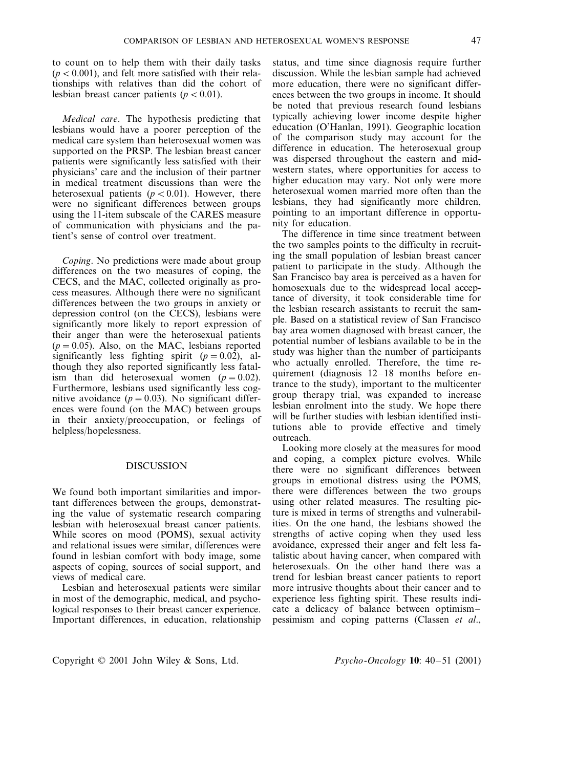to count on to help them with their daily tasks ($p < 0.001$), and felt more satisfied with their relationships with relatives than did the cohort of lesbian breast cancer patients ($p < 0.01$).

*Medical care*. The hypothesis predicting that lesbians would have a poorer perception of the medical care system than heterosexual women was supported on the PRSP. The lesbian breast cancer patients were significantly less satisfied with their physicians' care and the inclusion of their partner in medical treatment discussions than were the heterosexual patients ($p < 0.01$). However, there were no significant differences between groups using the 11-item subscale of the CARES measure of communication with physicians and the patient's sense of control over treatment.

*Coping*. No predictions were made about group differences on the two measures of coping, the CECS, and the MAC, collected originally as process measures. Although there were no significant differences between the two groups in anxiety or depression control (on the CECS), lesbians were significantly more likely to report expression of their anger than were the heterosexual patients ($p = 0.05$). Also, on the MAC, lesbians reported significantly less fighting spirit ($p = 0.02$), although they also reported significantly less fatalism than did heterosexual women ($p = 0.02$). Furthermore, lesbians used significantly less cognitive avoidance ($p = 0.03$). No significant differences were found (on the MAC) between groups in their anxiety/preoccupation, or feelings of helpless/hopelessness.

## DISCUSSION

We found both important similarities and important differences between the groups, demonstrating the value of systematic research comparing lesbian with heterosexual breast cancer patients. While scores on mood (POMS), sexual activity and relational issues were similar, differences were found in lesbian comfort with body image, some aspects of coping, sources of social support, and views of medical care.

Lesbian and heterosexual patients were similar in most of the demographic, medical, and psychological responses to their breast cancer experience. Important differences, in education, relationship status, and time since diagnosis require further discussion. While the lesbian sample had achieved more education, there were no significant differences between the two groups in income. It should be noted that previous research found lesbians typically achieving lower income despite higher education (O'Hanlan, 1991). Geographic location of the comparison study may account for the difference in education. The heterosexual group was dispersed throughout the eastern and midwestern states, where opportunities for access to higher education may vary. Not only were more heterosexual women married more often than the lesbians, they had significantly more children, pointing to an important difference in opportunity for education.

The difference in time since treatment between the two samples points to the difficulty in recruiting the small population of lesbian breast cancer patient to participate in the study. Although the San Francisco bay area is perceived as a haven for homosexuals due to the widespread local acceptance of diversity, it took considerable time for the lesbian research assistants to recruit the sample. Based on a statistical review of San Francisco bay area women diagnosed with breast cancer, the potential number of lesbians available to be in the study was higher than the number of participants who actually enrolled. Therefore, the time requirement (diagnosis 12–18 months before entrance to the study), important to the multicenter group therapy trial, was expanded to increase lesbian enrolment into the study. We hope there will be further studies with lesbian identified institutions able to provide effective and timely outreach.

Looking more closely at the measures for mood and coping, a complex picture evolves. While there were no significant differences between groups in emotional distress using the POMS, there were differences between the two groups using other related measures. The resulting picture is mixed in terms of strengths and vulnerabilities. On the one hand, the lesbians showed the strengths of active coping when they used less avoidance, expressed their anger and felt less fatalistic about having cancer, when compared with heterosexuals. On the other hand there was a trend for lesbian breast cancer patients to report more intrusive thoughts about their cancer and to experience less fighting spirit. These results indicate a delicacy of balance between optimism–pessimism and coping patterns (Classen *et al*.,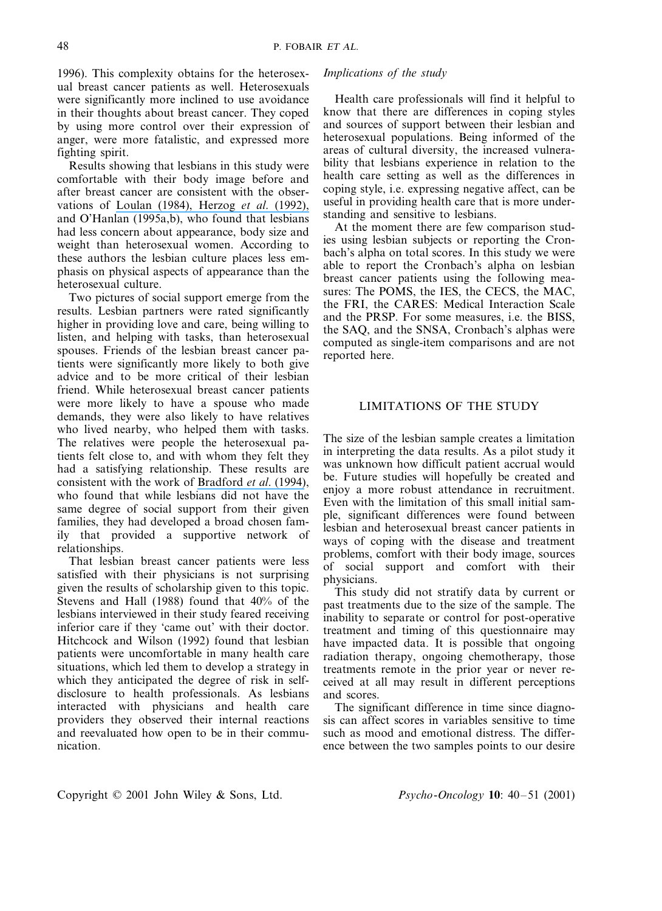1996). This complexity obtains for the heterosexual breast cancer patients as well. Heterosexuals were significantly more inclined to use avoidance in their thoughts about breast cancer. They coped by using more control over their expression of anger, were more fatalistic, and expressed more fighting spirit.

Results showing that lesbians in this study were comfortable with their body image before and after breast cancer are consistent with the observations of Loulan (1984), Herzog *et al*. (1992), and O'Hanlan (1995a,b), who found that lesbians had less concern about appearance, body size and weight than heterosexual women. According to these authors the lesbian culture places less emphasis on physical aspects of appearance than the heterosexual culture.

Two pictures of social support emerge from the results. Lesbian partners were rated significantly higher in providing love and care, being willing to listen, and helping with tasks, than heterosexual spouses. Friends of the lesbian breast cancer patients were significantly more likely to both give advice and to be more critical of their lesbian friend. While heterosexual breast cancer patients were more likely to have a spouse who made demands, they were also likely to have relatives who lived nearby, who helped them with tasks. The relatives were people the heterosexual patients felt close to, and with whom they felt they had a satisfying relationship. These results are consistent with the work of Bradford *et al*. (1994), who found that while lesbians did not have the same degree of social support from their given families, they had developed a broad chosen family that provided a supportive network of relationships.

That lesbian breast cancer patients were less satisfied with their physicians is not surprising given the results of scholarship given to this topic. Stevens and Hall (1988) found that 40% of the lesbians interviewed in their study feared receiving inferior care if they 'came out' with their doctor. Hitchcock and Wilson (1992) found that lesbian patients were uncomfortable in many health care situations, which led them to develop a strategy in which they anticipated the degree of risk in self-disclosure to health professionals. As lesbians interacted with physicians and health care providers they observed their internal reactions and reevaluated how open to be in their communication.

### *Implications of the study*

Health care professionals will find it helpful to know that there are differences in coping styles and sources of support between their lesbian and heterosexual populations. Being informed of the areas of cultural diversity, the increased vulnerability that lesbians experience in relation to the health care setting as well as the differences in coping style, i.e. expressing negative affect, can be useful in providing health care that is more understanding and sensitive to lesbians.

At the moment there are few comparison studies using lesbian subjects or reporting the Cronbach's alpha on total scores. In this study we were able to report the Cronbach's alpha on lesbian breast cancer patients using the following measures: The POMS, the IES, the CECS, the MAC, the FRI, the CARES: Medical Interaction Scale and the PRSP. For some measures, i.e. the BISS, the SAQ, and the SNSA, Cronbach's alphas were computed as single-item comparisons and are not reported here.

## LIMITATIONS OF THE STUDY

The size of the lesbian sample creates a limitation in interpreting the data results. As a pilot study it was unknown how difficult patient accrual would be. Future studies will hopefully be created and enjoy a more robust attendance in recruitment. Even with the limitation of this small initial sample, significant differences were found between lesbian and heterosexual breast cancer patients in ways of coping with the disease and treatment problems, comfort with their body image, sources of social support and comfort with their physicians.

This study did not stratify data by current or past treatments due to the size of the sample. The inability to separate or control for post-operative treatment and timing of this questionnaire may have impacted data. It is possible that ongoing radiation therapy, ongoing chemotherapy, those treatments remote in the prior year or never received at all may result in different perceptions and scores.

The significant difference in time since diagnosis can affect scores in variables sensitive to time such as mood and emotional distress. The difference between the two samples points to our desire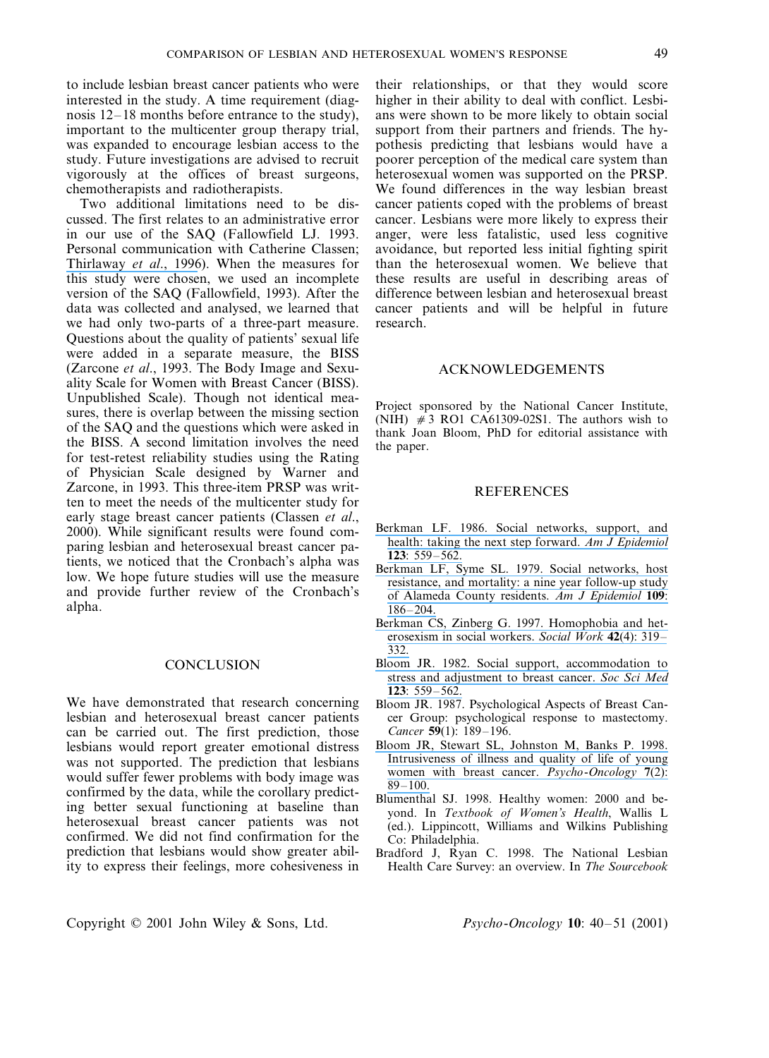to include lesbian breast cancer patients who were interested in the study. A time requirement (diagnosis 12–18 months before entrance to the study), important to the multicenter group therapy trial, was expanded to encourage lesbian access to the study. Future investigations are advised to recruit vigorously at the offices of breast surgeons, chemotherapists and radiotherapists.

Two additional limitations need to be discussed. The first relates to an administrative error in our use of the SAQ (Fallowfield LJ. 1993. Personal communication with Catherine Classen; Thirlaway *et al*., 1996). When the measures for this study were chosen, we used an incomplete version of the SAQ (Fallowfield, 1993). After the data was collected and analysed, we learned that we had only two-parts of a three-part measure. Questions about the quality of patients' sexual life were added in a separate measure, the BISS (Zarcone *et al*., 1993. The Body Image and Sexuality Scale for Women with Breast Cancer (BISS). Unpublished Scale). Though not identical measures, there is overlap between the missing section of the SAQ and the questions which were asked in the BISS. A second limitation involves the need for test-retest reliability studies using the Rating of Physician Scale designed by Warner and Zarcone, in 1993. This three-item PRSP was written to meet the needs of the multicenter study for early stage breast cancer patients (Classen *et al*., 2000). While significant results were found comparing lesbian and heterosexual breast cancer patients, we noticed that the Cronbach's alpha was low. We hope future studies will use the measure and provide further review of the Cronbach's alpha.

## CONCLUSION

We have demonstrated that research concerning lesbian and heterosexual breast cancer patients can be carried out. The first prediction, those lesbians would report greater emotional distress was not supported. The prediction that lesbians would suffer fewer problems with body image was confirmed by the data, while the corollary predicting better sexual functioning at baseline than heterosexual breast cancer patients was not confirmed. We did not find confirmation for the prediction that lesbians would show greater ability to express their feelings, more cohesiveness in their relationships, or that they would score higher in their ability to deal with conflict. Lesbians were shown to be more likely to obtain social support from their partners and friends. The hypothesis predicting that lesbians would have a poorer perception of the medical care system than heterosexual women was supported on the PRSP. We found differences in the way lesbian breast cancer patients coped with the problems of breast cancer. Lesbians were more likely to express their anger, were less fatalistic, used less cognitive avoidance, but reported less initial fighting spirit than the heterosexual women. We believe that these results are useful in describing areas of difference between lesbian and heterosexual breast cancer patients and will be helpful in future research.

## ACKNOWLEDGEMENTS

Project sponsored by the National Cancer Institute, (NIH) #3 RO1 CA61309-02S1. The authors wish to thank Joan Bloom, PhD for editorial assistance with the paper.

## REFERENCES

Berkman LF. 1986. Social networks, support, and health: taking the next step forward. *Am J Epidemiol* **123**: 559–562.

Berkman LF, Syme SL. 1979. Social networks, host resistance, and mortality: a nine year follow-up study of Alameda County residents. *Am J Epidemiol* **109**: 186–204.

Berkman CS, Zinberg G. 1997. Homophobia and heterosexism in social workers. *Social Work* **42**(4): 319–332.

Bloom JR. 1982. Social support, accommodation to stress and adjustment to breast cancer. *Soc Sci Med* **123**: 559–562.

Bloom JR. 1987. Psychological Aspects of Breast Cancer Group: psychological response to mastectomy. *Cancer* **59**(1): 189–196.

Bloom JR, Stewart SL, Johnston M, Banks P. 1998. Intrusiveness of illness and quality of life of young women with breast cancer. *Psycho-Oncology* **7**(2): 89–100.

Blumenthal SJ. 1998. Healthy women: 2000 and beyond. In *Textbook of Women's Health*, Wallis L (ed.). Lippincott, Williams and Wilkins Publishing Co: Philadelphia.

Bradford J, Ryan C. 1998. The National Lesbian Health Care Survey: an overview. In *The Sourcebook*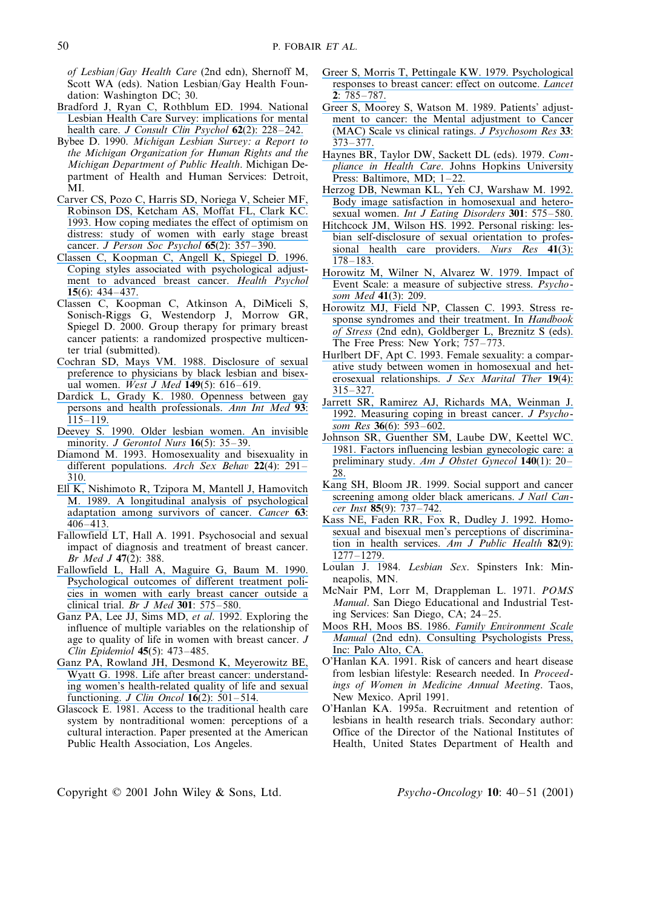*of Lesbian/Gay Health Care* (2nd edn), Shernoff M, Scott WA (eds). Nation Lesbian/Gay Health Foundation: Washington DC; 30.

Bradford J, Ryan C, Rothblum ED. 1994. National Lesbian Health Care Survey: implications for mental health care. *J Consult Clin Psychol* **62**(2): 228–242.

Bybee D. 1990. *Michigan Lesbian Survey: a Report to the Michigan Organization for Human Rights and the Michigan Department of Public Health*. Michigan Department of Health and Human Services: Detroit, MI.

Carver CS, Pozo C, Harris SD, Noriega V, Scheier MF, Robinson DS, Ketcham AS, Moffat FL, Clark KC. 1993. How coping mediates the effect of optimism on distress: study of women with early stage breast cancer. *J Person Soc Psychol* **65**(2): 357–390.

Classen C, Koopman C, Angell K, Spiegel D. 1996. Coping styles associated with psychological adjustment to advanced breast cancer. *Health Psychol* **15**(6): 434–437.

Classen C, Koopman C, Atkinson A, DiMiceli S, Sonisch-Riggs G, Westendorp J, Morrow GR, Spiegel D. 2000. Group therapy for primary breast cancer patients: a randomized prospective multicenter trial (submitted).

Cochran SD, Mays VM. 1988. Disclosure of sexual preference to physicians by black lesbian and bisexual women. *West J Med* **149**(5): 616–619.

Dardick L, Grady K. 1980. Openness between gay persons and health professionals. *Ann Int Med* **93**: 115–119.

Deevey S. 1990. Older lesbian women. An invisible minority. *J Gerontol Nurs* **16**(5): 35–39.

Diamond M. 1993. Homosexuality and bisexuality in different populations. *Arch Sex Behav* **22**(4): 291–310.

Ell K, Nishimoto R, Tzipora M, Mantell J, Hamovitch M. 1989. A longitudinal analysis of psychological adaptation among survivors of cancer. *Cancer* **63**: 406–413.

Fallowfield LT, Hall A. 1991. Psychosocial and sexual impact of diagnosis and treatment of breast cancer. *Br Med J* **47**(2): 388.

Fallowfield L, Hall A, Maguire G, Baum M. 1990. Psychological outcomes of different treatment policies in women with early breast cancer outside a clinical trial. *Br J Med* **301**: 575–580.

Ganz PA, Lee JJ, Sims MD, *et al.* 1992. Exploring the influence of multiple variables on the relationship of age to quality of life in women with breast cancer. *J Clin Epidemiol* **45**(5): 473–485.

Ganz PA, Rowland JH, Desmond K, Meyerowitz BE, Wyatt G. 1998. Life after breast cancer: understanding women's health-related quality of life and sexual functioning. *J Clin Oncol* **16**(2): 501–514.

Glascock E. 1981. Access to the traditional health care system by nontraditional women: perceptions of a cultural interaction. Paper presented at the American Public Health Association, Los Angeles.

Greer S, Morris T, Pettingale KW. 1979. Psychological responses to breast cancer: effect on outcome. *Lancet* **2**: 785–787.

Greer S, Moorey S, Watson M. 1989. Patients' adjustment to cancer: the Mental adjustment to Cancer (MAC) Scale vs clinical ratings. *J Psychosom Res* **33**: 373–377.

Haynes BR, Taylor DW, Sackett DL (eds). 1979. *Compliance in Health Care*. Johns Hopkins University Press: Baltimore, MD; 1–22.

Herzog DB, Newman KL, Yeh CJ, Warshaw M. 1992. Body image satisfaction in homosexual and heterosexual women. *Int J Eating Disorders* **301**: 575–580.

Hitchcock JM, Wilson HS. 1992. Personal risking: lesbian self-disclosure of sexual orientation to professional health care providers. *Nurs Res* **41**(3): 178–183.

Horowitz M, Wilner N, Alvarez W. 1979. Impact of Event Scale: a measure of subjective stress. *Psychosom Med* **41**(3): 209.

Horowitz MJ, Field NP, Classen C. 1993. Stress response syndromes and their treatment. In *Handbook of Stress* (2nd edn), Goldberger L, Breznitz S (eds). The Free Press: New York; 757–773.

Hurlbert DF, Apt C. 1993. Female sexuality: a comparative study between women in homosexual and heterosexual relationships. *J Sex Marital Ther* **19**(4): 315–327.

Jarrett SR, Ramirez AJ, Richards MA, Weinman J. 1992. Measuring coping in breast cancer. *J Psychosom Res* **36**(6): 593–602.

Johnson SR, Guenther SM, Laube DW, Keettel WC. 1981. Factors influencing lesbian gynecologic care: a preliminary study. *Am J Obstet Gynecol* **140**(1): 20–28.

Kang SH, Bloom JR. 1999. Social support and cancer screening among older black americans. *J Natl Cancer Inst* **85**(9): 737–742.

Kass NE, Faden RR, Fox R, Dudley J. 1992. Homosexual and bisexual men's perceptions of discrimination in health services. *Am J Public Health* **82**(9): 1277–1279.

Loulan J. 1984. *Lesbian Sex*. Spinsters Ink: Minneapolis, MN.

McNair PM, Lorr M, Drappleman L. 1971. *POMS Manual*. San Diego Educational and Industrial Testing Services: San Diego, CA; 24–25.

Moos RH, Moos BS. 1986. *Family Environment Scale Manual* (2nd edn). Consulting Psychologists Press, Inc: Palo Alto, CA.

O'Hanlan KA. 1991. Risk of cancers and heart disease from lesbian lifestyle: Research needed. In *Proceedings of Women in Medicine Annual Meeting*. Taos, New Mexico. April 1991.

O'Hanlan KA. 1995a. Recruitment and retention of lesbians in health research trials. Secondary author: Office of the Director of the National Institutes of Health, United States Department of Health and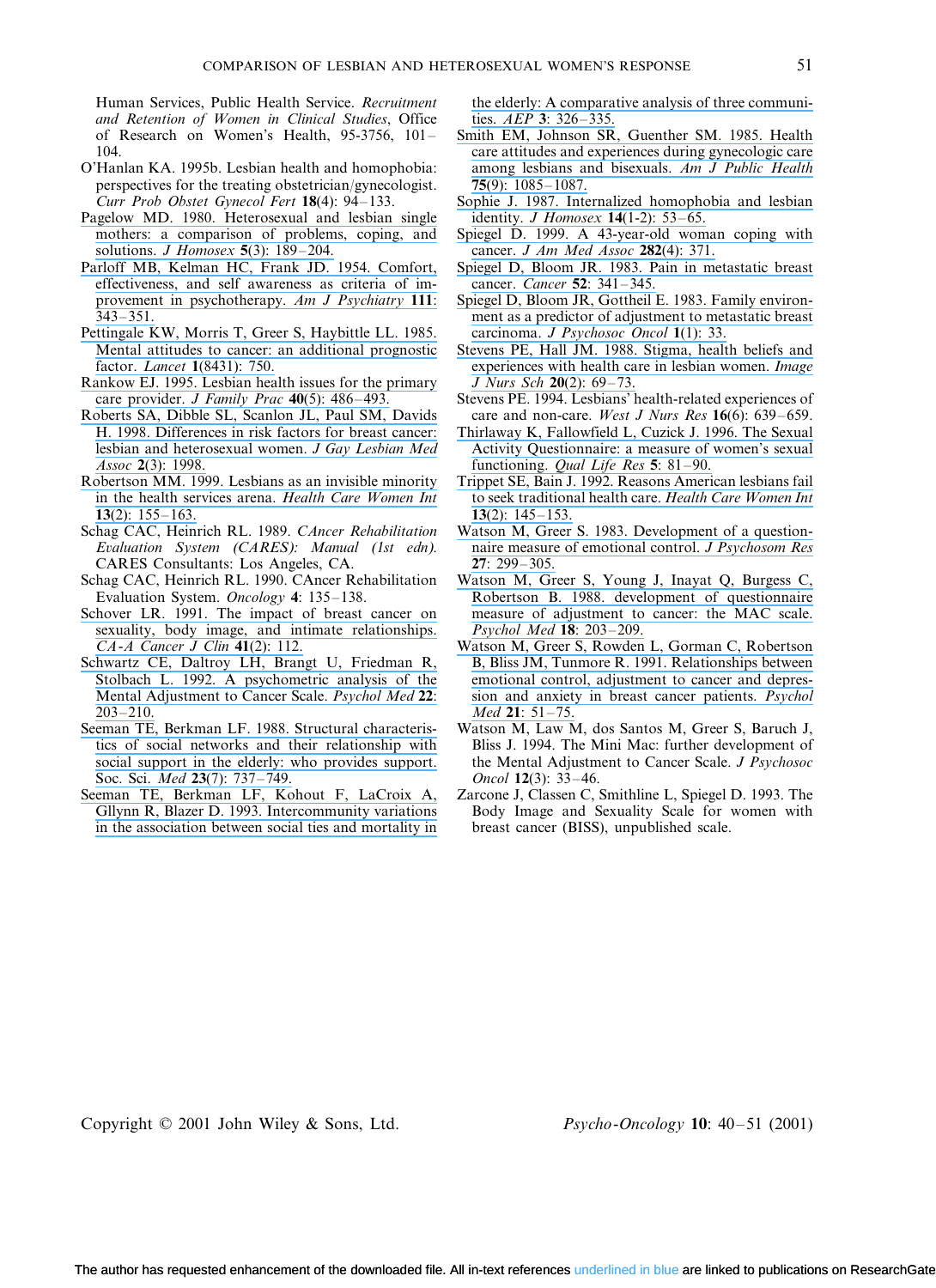Human Services, Public Health Service. *Recruitment and Retention of Women in Clinical Studies*, Office of Research on Women's Health, 95-3756, 101–104.

O'Hanlan KA. 1995b. Lesbian health and homophobia: perspectives for the treating obstetrician/gynecologist. *Curr Prob Obstet Gynecol Fert* **18**(4): 94–133.

Pagelow MD. 1980. Heterosexual and lesbian single mothers: a comparison of problems, coping, and solutions. *J Homosex* **5**(3): 189–204.

Parloff MB, Kelman HC, Frank JD. 1954. Comfort, effectiveness, and self awareness as criteria of improvement in psychotherapy. *Am J Psychiatry* **111**: 343–351.

Pettingale KW, Morris T, Greer S, Haybittle LL. 1985. Mental attitudes to cancer: an additional prognostic factor. *Lancet* **1**(8431): 750.

Rankow EJ. 1995. Lesbian health issues for the primary care provider. *J Family Prac* **40**(5): 486–493.

Roberts SA, Dibble SL, Scanlon JL, Paul SM, Davids H. 1998. Differences in risk factors for breast cancer: lesbian and heterosexual women. *J Gay Lesbian Med Assoc* **2**(3): 1998.

Robertson MM. 1999. Lesbians as an invisible minority in the health services arena. *Health Care Women Int* **13**(2): 155–163.

Schag CAC, Heinrich RL. 1989. *CAncer Rehabilitation Evaluation System (CARES): Manual (1st edn)*. CARES Consultants: Los Angeles, CA.

Schag CAC, Heinrich RL. 1990. CAncer Rehabilitation Evaluation System. *Oncology* **4**: 135–138.

Schover LR. 1991. The impact of breast cancer on sexuality, body image, and intimate relationships. *CA-A Cancer J Clin* **41**(2): 112.

Schwartz CE, Daltroy LH, Brangt U, Friedman R, Stolbach L. 1992. A psychometric analysis of the Mental Adjustment to Cancer Scale. *Psychol Med* **22**: 203–210.

Seeman TE, Berkman LF. 1988. Structural characteristics of social networks and their relationship with social support in the elderly: who provides support. Soc. Sci. *Med* **23**(7): 737–749.

Seeman TE, Berkman LF, Kohout F, LaCroix A, Gllynn R, Blazer D. 1993. Intercommunity variations in the association between social ties and mortality in the elderly: A comparative analysis of three communities. *AEP* **3**: 326–335.

Smith EM, Johnson SR, Guenther SM. 1985. Health care attitudes and experiences during gynecologic care among lesbians and bisexuals. *Am J Public Health* **75**(9): 1085–1087.

Sophie J. 1987. Internalized homophobia and lesbian identity. *J Homosex* **14**(1-2): 53–65.

Spiegel D. 1999. A 43-year-old woman coping with cancer. *J Am Med Assoc* **282**(4): 371.

Spiegel D, Bloom JR. 1983. Pain in metastatic breast cancer. *Cancer* **52**: 341–345.

Spiegel D, Bloom JR, Gottheil E. 1983. Family environment as a predictor of adjustment to metastatic breast carcinoma. *J Psychosoc Oncol* **1**(1): 33.

Stevens PE, Hall JM. 1988. Stigma, health beliefs and experiences with health care in lesbian women. *Image J Nurs Sch* **20**(2): 69–73.

Stevens PE. 1994. Lesbians' health-related experiences of care and non-care. *West J Nurs Res* **16**(6): 639–659.

Thirlaway K, Fallowfield L, Cuzick J. 1996. The Sexual Activity Questionnaire: a measure of women's sexual functioning. *Qual Life Res* **5**: 81–90.

Trippet SE, Bain J. 1992. Reasons American lesbians fail to seek traditional health care. *Health Care Women Int* **13**(2): 145–153.

Watson M, Greer S. 1983. Development of a questionnaire measure of emotional control. *J Psychosom Res* **27**: 299–305.

Watson M, Greer S, Young J, Inayat Q, Burgess C, Robertson B. 1988. development of questionnaire measure of adjustment to cancer: the MAC scale. *Psychol Med* **18**: 203–209.

Watson M, Greer S, Rowden L, Gorman C, Robertson B, Bliss JM, Tunmore R. 1991. Relationships between emotional control, adjustment to cancer and depression and anxiety in breast cancer patients. *Psychol Med* **21**: 51–75.

Watson M, Law M, dos Santos M, Greer S, Baruch J, Bliss J. 1994. The Mini Mac: further development of the Mental Adjustment to Cancer Scale. *J Psychosoc Oncol* **12**(3): 33–46.

Zarcone J, Classen C, Smithline L, Spiegel D. 1993. The Body Image and Sexuality Scale for women with breast cancer (BISS), unpublished scale.